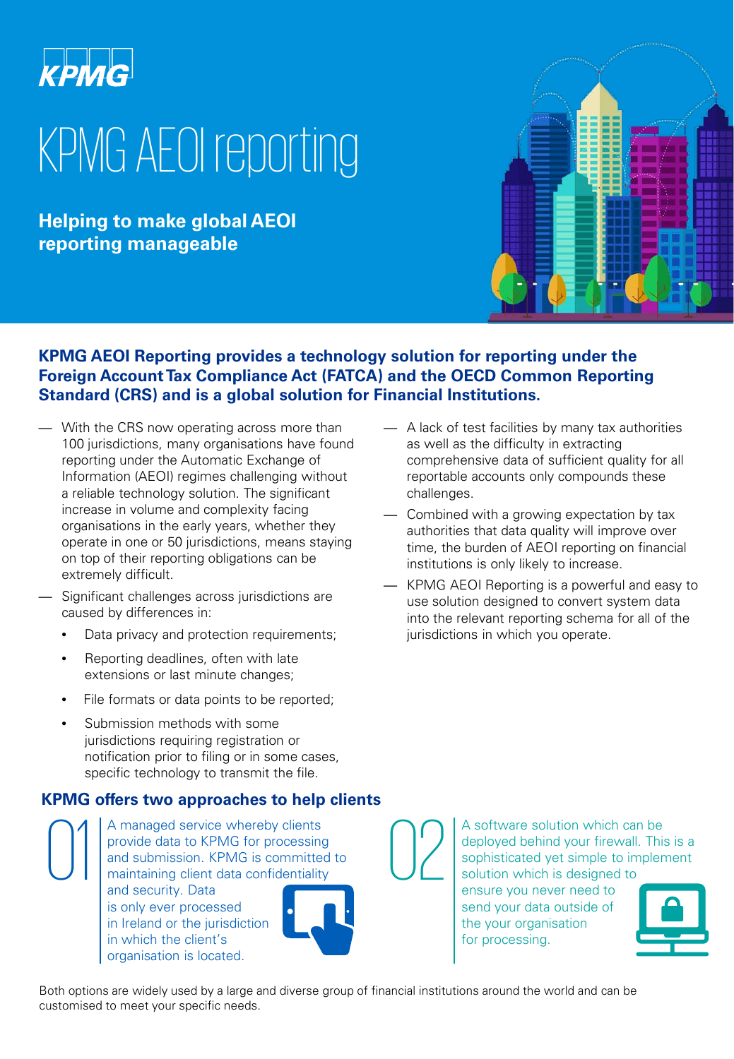# KPMG AEOI reporting

**Helping to make global AEOI reporting manageable**

**KPMG AEOI Reporting provides a technology solution for reporting under the Foreign Account Tax Compliance Act (FATCA) and the OECD Common Reporting Standard (CRS) and is a global solution for Financial Institutions.**

- With the CRS now operating across more than 100 jurisdictions, many organisations have found reporting under the Automatic Exchange of Information (AEOI) regimes challenging without a reliable technology solution. The significant increase in volume and complexity facing organisations in the early years, whether they operate in one or 50 jurisdictions, means staying on top of their reporting obligations can be extremely difficult.
- Significant challenges across jurisdictions are caused by differences in:
  - Data privacy and protection requirements;
  - Reporting deadlines, often with late extensions or last minute changes;
  - File formats or data points to be reported;
  - Submission methods with some jurisdictions requiring registration or notification prior to filing or in some cases, specific technology to transmit the file.
- A lack of test facilities by many tax authorities as well as the difficulty in extracting comprehensive data of sufficient quality for all reportable accounts only compounds these challenges.
- Combined with a growing expectation by tax authorities that data quality will improve over time, the burden of AEOI reporting on financial institutions is only likely to increase.
- KPMG AEOI Reporting is a powerful and easy to use solution designed to convert system data into the relevant reporting schema for all of the jurisdictions in which you operate.

## KPMG offers two approaches to help clients

**01** A managed service whereby clients provide data to KPMG for processing and submission. KPMG is committed to maintaining client data confidentiality and security. Data is only ever processed in Ireland or the jurisdiction in which the client's organisation is located.

**02** A software solution which can be deployed behind your firewall. This is a sophisticated yet simple to implement solution which is designed to ensure you never need to send your data outside of the your organisation for processing.

Both options are widely used by a large and diverse group of financial institutions around the world and can be customised to meet your specific needs.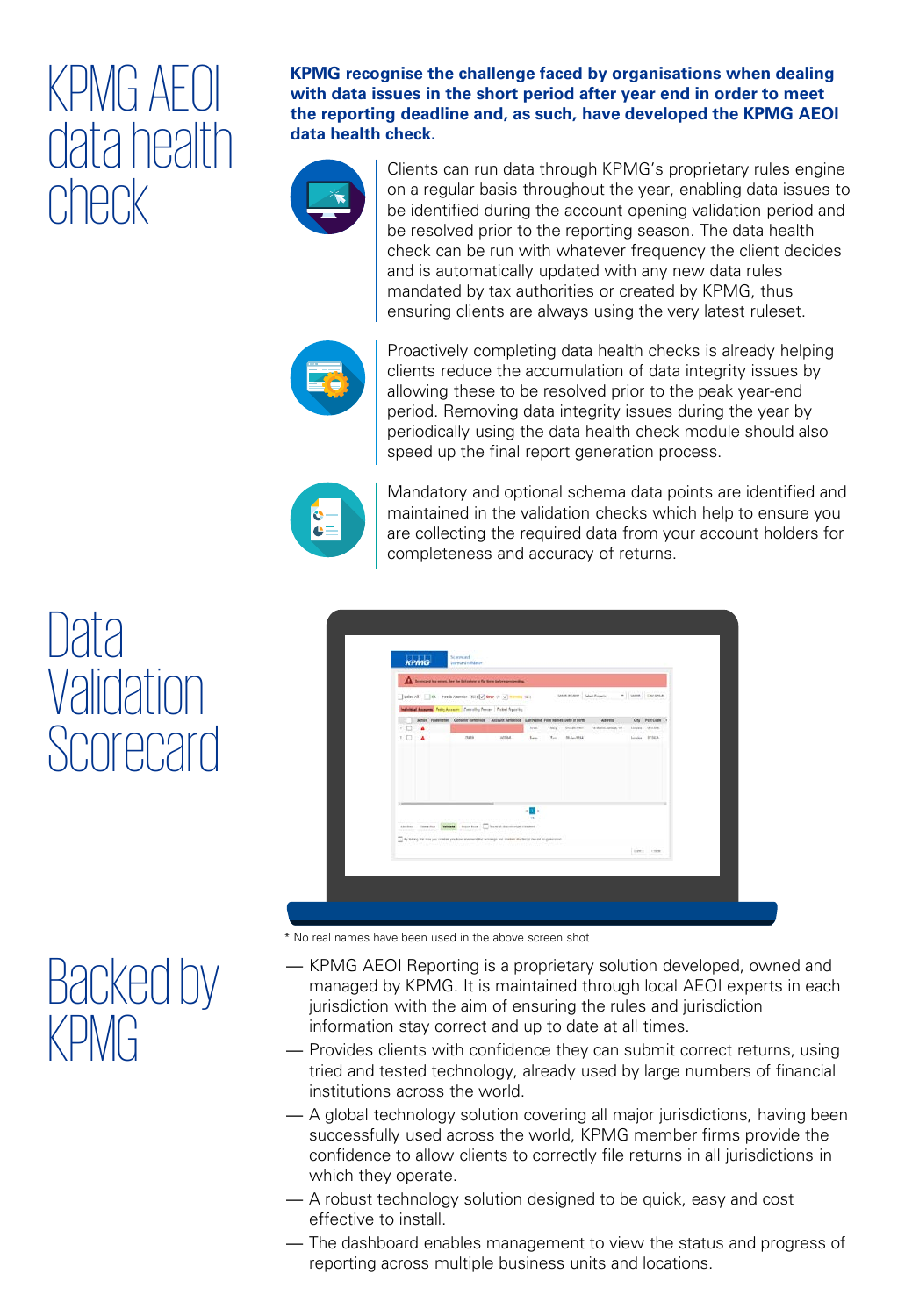# KPMG AEOI data health check

**KPMG recognise the challenge faced by organisations when dealing with data issues in the short period after year end in order to meet the reporting deadline and, as such, have developed the KPMG AEOI data health check.**

Clients can run data through KPMG's proprietary rules engine on a regular basis throughout the year, enabling data issues to be identified during the account opening validation period and be resolved prior to the reporting season. The data health check can be run with whatever frequency the client decides and is automatically updated with any new data rules mandated by tax authorities or created by KPMG, thus ensuring clients are always using the very latest ruleset.

Proactively completing data health checks is already helping clients reduce the accumulation of data integrity issues by allowing these to be resolved prior to the peak year-end period. Removing data integrity issues during the year by periodically using the data health check module should also speed up the final report generation process.

Mandatory and optional schema data points are identified and maintained in the validation checks which help to ensure you are collecting the required data from your account holders for completeness and accuracy of returns.

# Data Validation Scorecard

\* No real names have been used in the above screen shot

# Backed by KPMG

- KPMG AEOI Reporting is a proprietary solution developed, owned and managed by KPMG. It is maintained through local AEOI experts in each jurisdiction with the aim of ensuring the rules and jurisdiction information stay correct and up to date at all times.
- Provides clients with confidence they can submit correct returns, using tried and tested technology, already used by large numbers of financial institutions across the world.
- A global technology solution covering all major jurisdictions, having been successfully used across the world, KPMG member firms provide the confidence to allow clients to correctly file returns in all jurisdictions in which they operate.
- A robust technology solution designed to be quick, easy and cost effective to install.
- The dashboard enables management to view the status and progress of reporting across multiple business units and locations.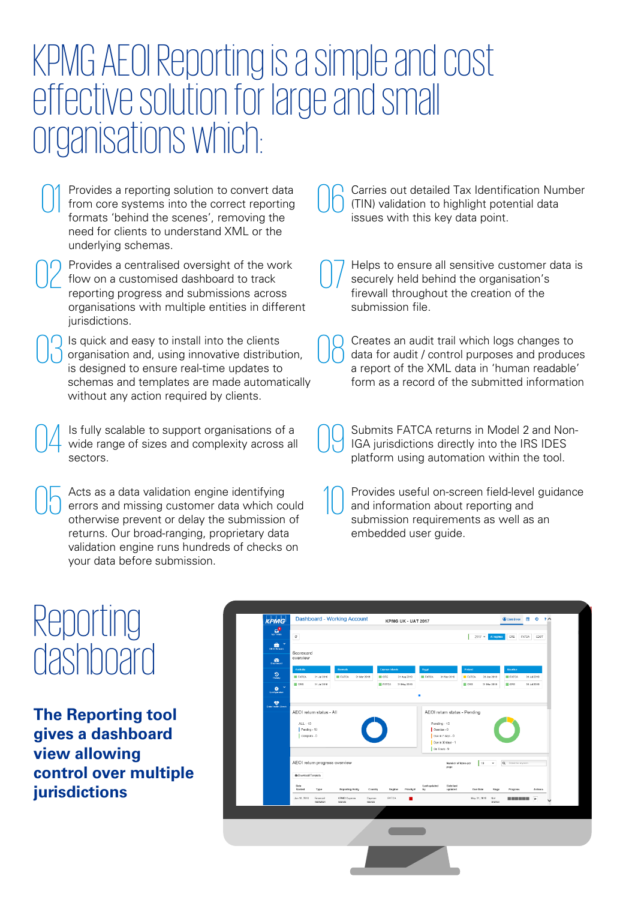# KPMG AEOI Reporting is a simple and cost effective solution for large and small organisations which:

01 Provides a reporting solution to convert data from core systems into the correct reporting formats 'behind the scenes', removing the need for clients to understand XML or the underlying schemas.

02 Provides a centralised oversight of the work flow on a customised dashboard to track reporting progress and submissions across organisations with multiple entities in different jurisdictions.

03 Is quick and easy to install into the clients organisation and, using innovative distribution, is designed to ensure real-time updates to schemas and templates are made automatically without any action required by clients.

04 Is fully scalable to support organisations of a wide range of sizes and complexity across all sectors.

05 Acts as a data validation engine identifying errors and missing customer data which could otherwise prevent or delay the submission of returns. Our broad-ranging, proprietary data validation engine runs hundreds of checks on your data before submission.

06 Carries out detailed Tax Identification Number (TIN) validation to highlight potential data issues with this key data point.

07 Helps to ensure all sensitive customer data is securely held behind the organisation's firewall throughout the creation of the submission file.

08 Creates an audit trail which logs changes to data for audit / control purposes and produces a report of the XML data in 'human readable' form as a record of the submitted information

09 Submits FATCA returns in Model 2 and Non-IGA jurisdictions directly into the IRS IDES platform using automation within the tool.

10 Provides useful on-screen field-level guidance and information about reporting and submission requirements as well as an embedded user guide.

# Reporting dashboard

**The Reporting tool gives a dashboard view allowing control over multiple jurisdictions**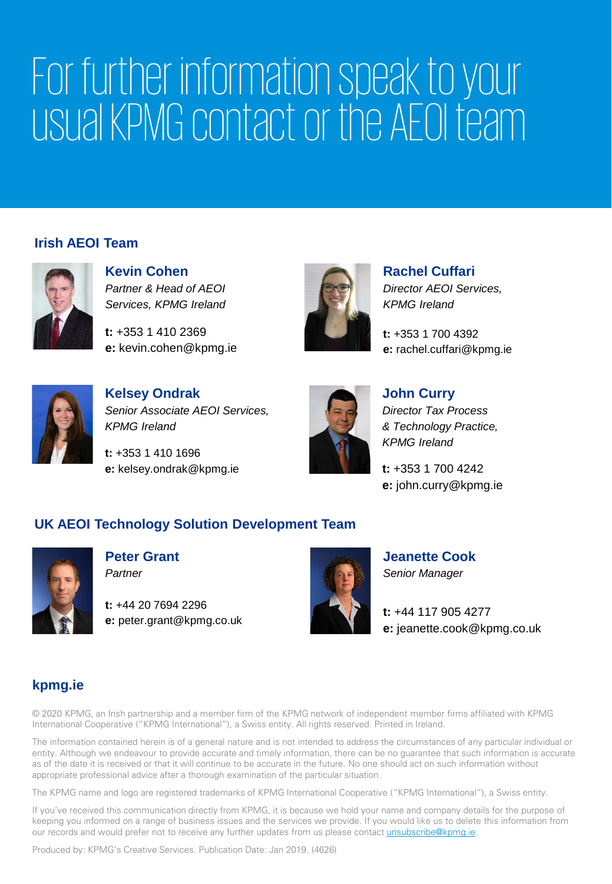# For further information speak to your usual KPMG contact or the AEOI team

## Irish AEOI Team

### Kevin Cohen

*Partner & Head of AEOI Services, KPMG Ireland*

**t:** +353 1 410 2369
**e:** kevin.cohen@kpmg.ie

### Rachel Cuffari

*Director AEOI Services, KPMG Ireland*

**t:** +353 1 700 4392
**e:** rachel.cuffari@kpmg.ie

### Kelsey Ondrak

*Senior Associate AEOI Services, KPMG Ireland*

**t:** +353 1 410 1696
**e:** kelsey.ondrak@kpmg.ie

### John Curry

*Director Tax Process & Technology Practice, KPMG Ireland*

**t:** +353 1 700 4242
**e:** john.curry@kpmg.ie

## UK AEOI Technology Solution Development Team

### Peter Grant

*Partner*

**t:** +44 20 7694 2296
**e:** peter.grant@kpmg.co.uk

### Jeanette Cook

*Senior Manager*

**t:** +44 117 905 4277
**e:** jeanette.cook@kpmg.co.uk

**kpmg.ie**

© 2020 KPMG, an Irish partnership and a member firm of the KPMG network of independent member firms affiliated with KPMG International Cooperative ("KPMG International"), a Swiss entity. All rights reserved. Printed in Ireland.

The information contained herein is of a general nature and is not intended to address the circumstances of any particular individual or entity. Although we endeavour to provide accurate and timely information, there can be no guarantee that such information is accurate as of the date it is received or that it will continue to be accurate in the future. No one should act on such information without appropriate professional advice after a thorough examination of the particular situation.

The KPMG name and logo are registered trademarks of KPMG International Cooperative ("KPMG International"), a Swiss entity.

If you've received this communication directly from KPMG, it is because we hold your name and company details for the purpose of keeping you informed on a range of business issues and the services we provide. If you would like us to delete this information from our records and would prefer not to receive any further updates from us please contact unsubscribe@kpmg.ie.

Produced by: KPMG's Creative Services. Publication Date: Jan 2019. (4626)